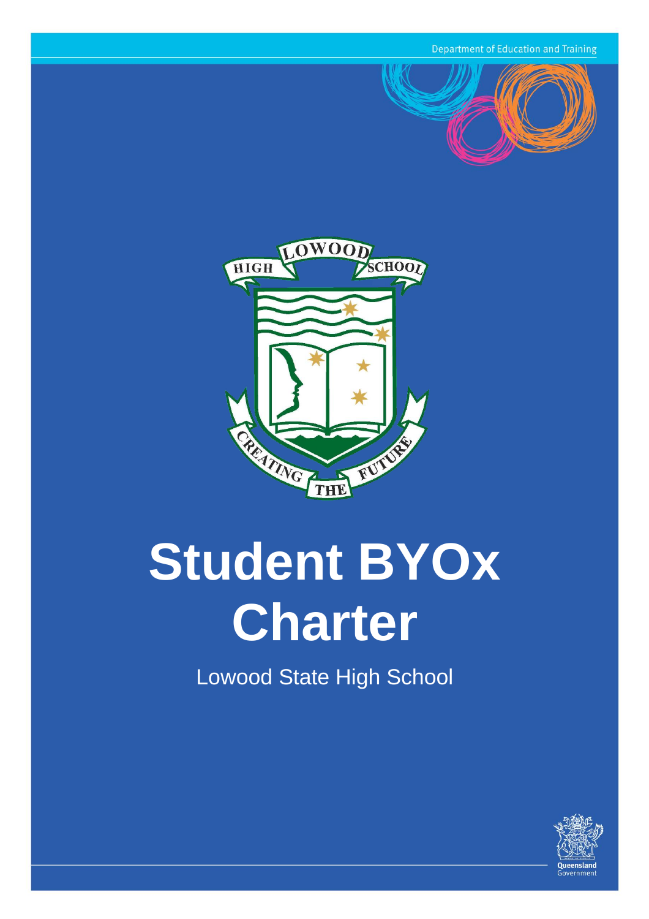Department of Education and Training

# Student BYOx Charter

Lowood State High School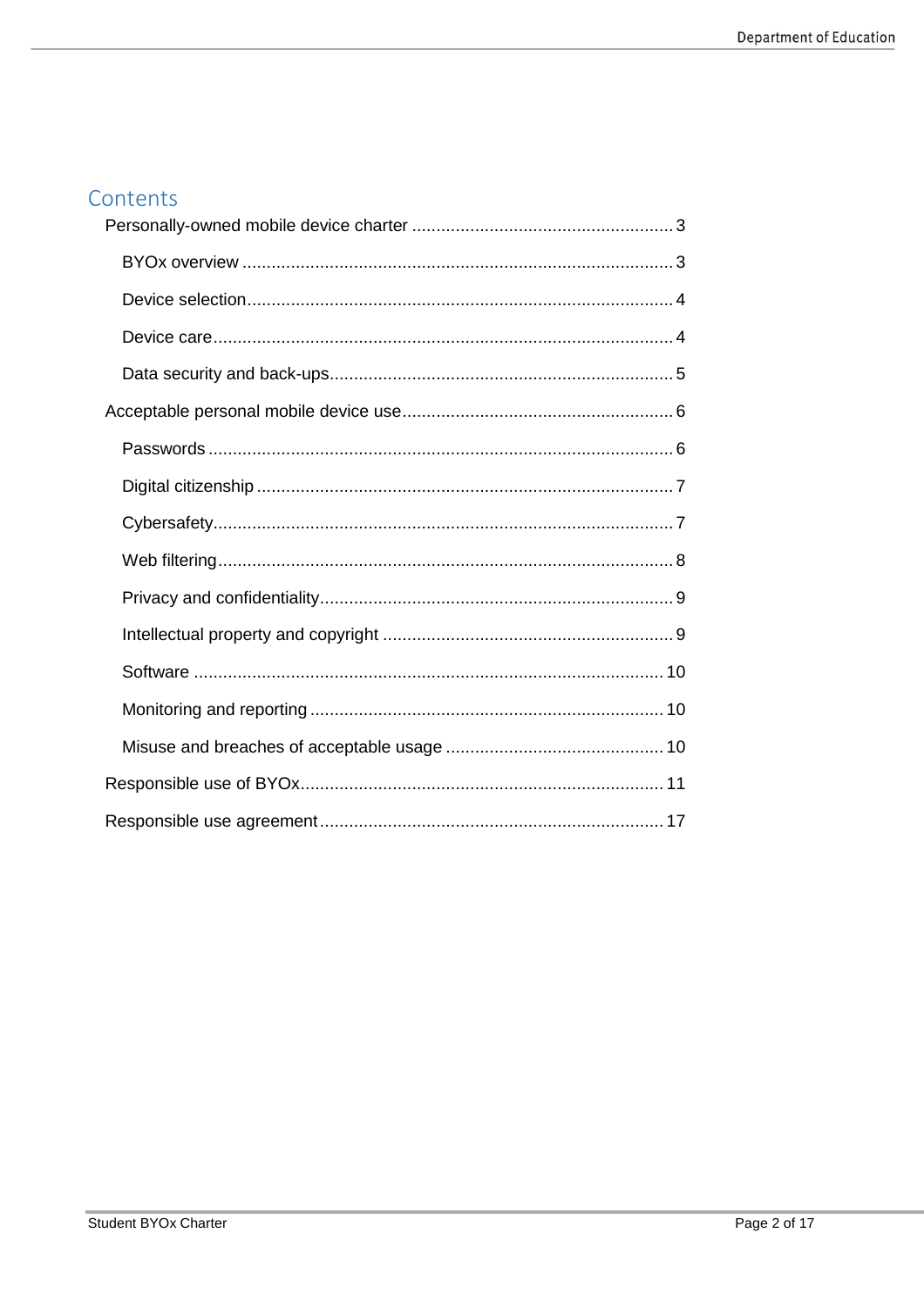# Contents

- Personally-owned mobile device charter ........................................................ 3
  - BYOx overview ........................................................................................ 3
  - Device selection....................................................................................... 4
  - Device care............................................................................................... 4
  - Data security and back-ups....................................................................... 5
- Acceptable personal mobile device use........................................................ 6
  - Passwords ................................................................................................ 6
  - Digital citizenship ..................................................................................... 7
  - Cybersafety............................................................................................... 7
  - Web filtering.............................................................................................. 8
  - Privacy and confidentiality......................................................................... 9
  - Intellectual property and copyright ............................................................ 9
  - Software ................................................................................................. 10
  - Monitoring and reporting ......................................................................... 10
  - Misuse and breaches of acceptable usage ............................................. 10
- Responsible use of BYOx........................................................................... 11
- Responsible use agreement....................................................................... 17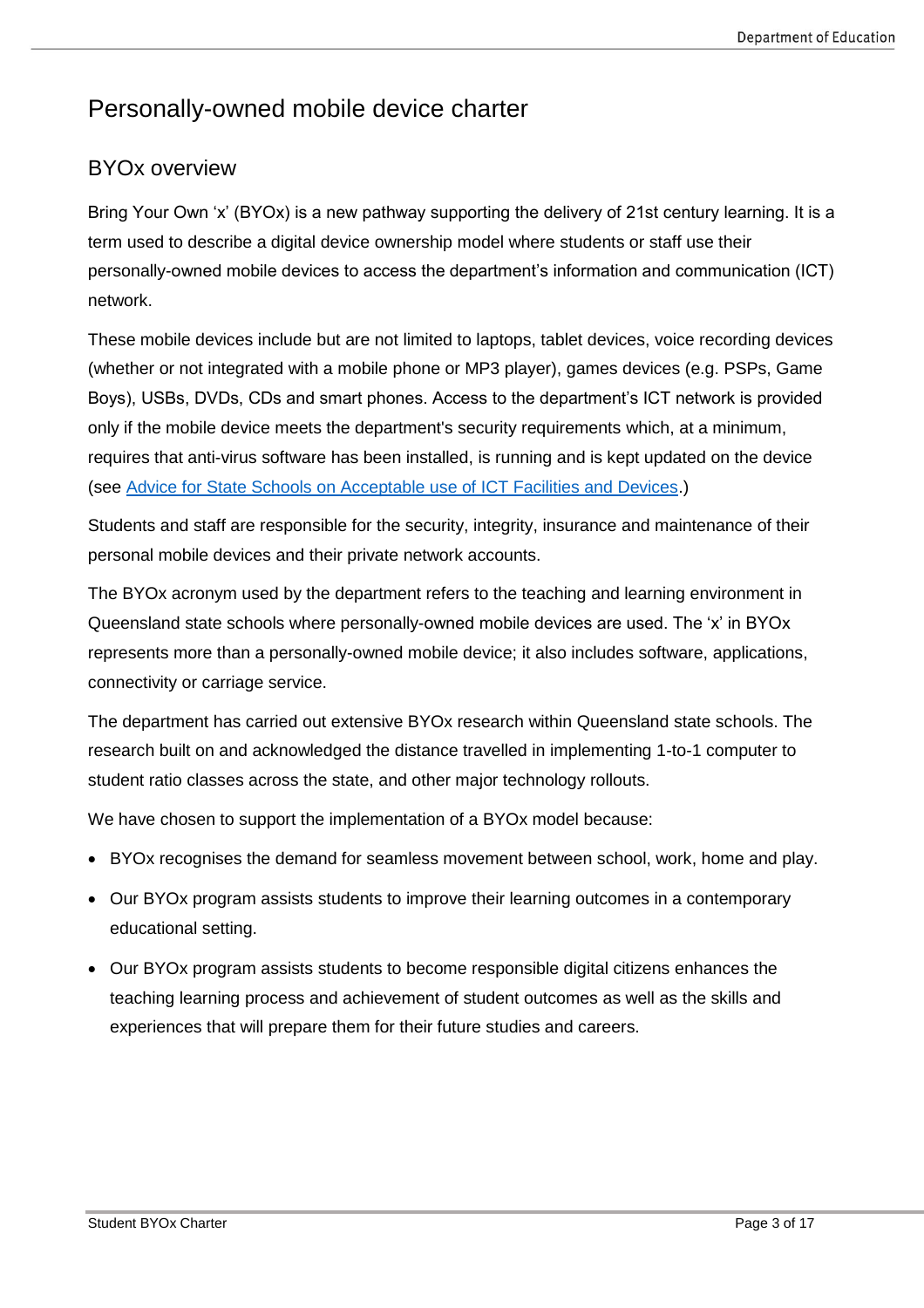# Personally-owned mobile device charter

## BYOx overview

Bring Your Own 'x' (BYOx) is a new pathway supporting the delivery of 21st century learning. It is a term used to describe a digital device ownership model where students or staff use their personally-owned mobile devices to access the department's information and communication (ICT) network.

These mobile devices include but are not limited to laptops, tablet devices, voice recording devices (whether or not integrated with a mobile phone or MP3 player), games devices (e.g. PSPs, Game Boys), USBs, DVDs, CDs and smart phones. Access to the department's ICT network is provided only if the mobile device meets the department's security requirements which, at a minimum, requires that anti-virus software has been installed, is running and is kept updated on the device (see Advice for State Schools on Acceptable use of ICT Facilities and Devices.)

Students and staff are responsible for the security, integrity, insurance and maintenance of their personal mobile devices and their private network accounts.

The BYOx acronym used by the department refers to the teaching and learning environment in Queensland state schools where personally-owned mobile devices are used. The 'x' in BYOx represents more than a personally-owned mobile device; it also includes software, applications, connectivity or carriage service.

The department has carried out extensive BYOx research within Queensland state schools. The research built on and acknowledged the distance travelled in implementing 1-to-1 computer to student ratio classes across the state, and other major technology rollouts.

We have chosen to support the implementation of a BYOx model because:

- BYOx recognises the demand for seamless movement between school, work, home and play.
- Our BYOx program assists students to improve their learning outcomes in a contemporary educational setting.
- Our BYOx program assists students to become responsible digital citizens enhances the teaching learning process and achievement of student outcomes as well as the skills and experiences that will prepare them for their future studies and careers.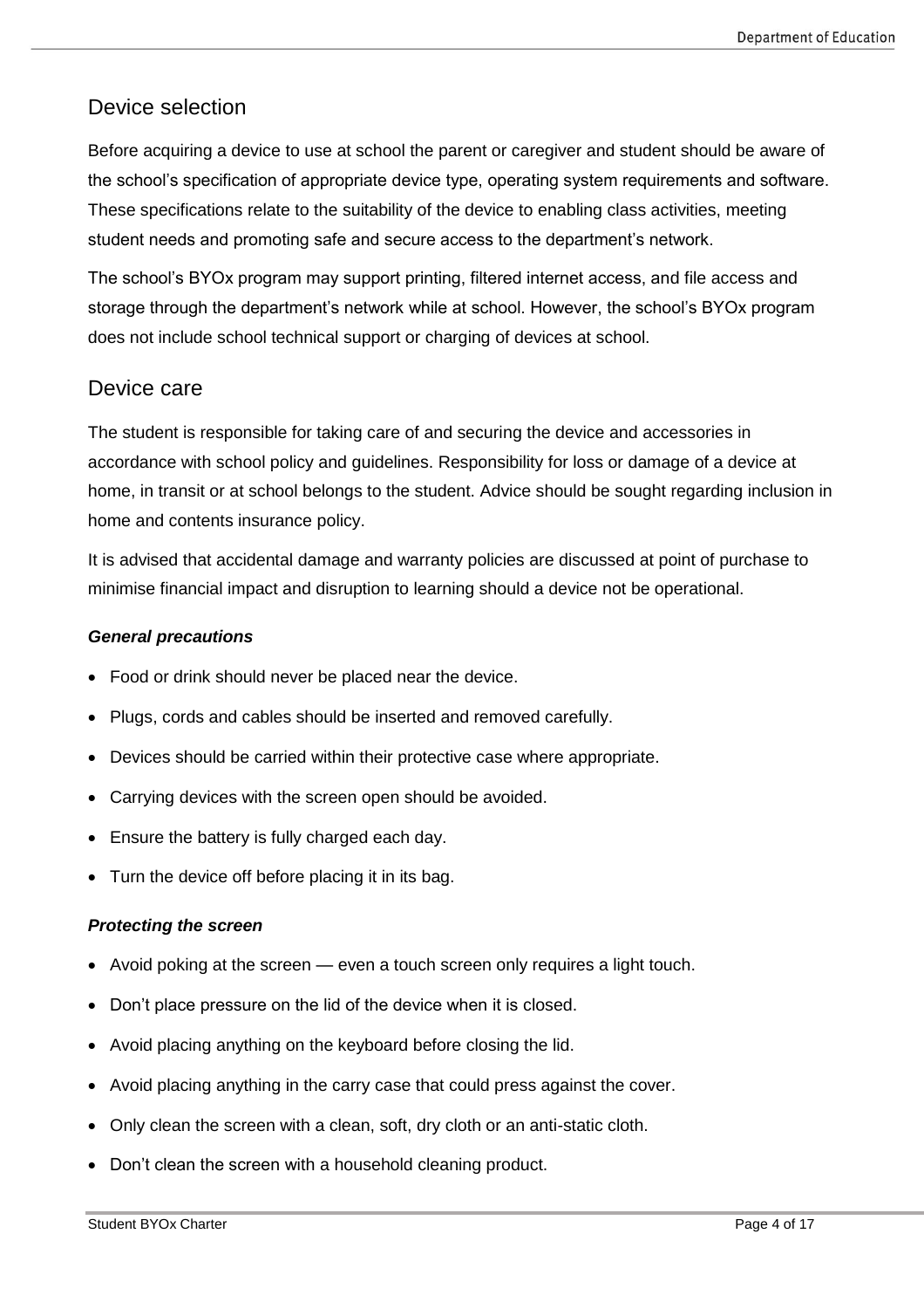## Device selection

Before acquiring a device to use at school the parent or caregiver and student should be aware of the school's specification of appropriate device type, operating system requirements and software. These specifications relate to the suitability of the device to enabling class activities, meeting student needs and promoting safe and secure access to the department's network.

The school's BYOx program may support printing, filtered internet access, and file access and storage through the department's network while at school. However, the school's BYOx program does not include school technical support or charging of devices at school.

## Device care

The student is responsible for taking care of and securing the device and accessories in accordance with school policy and guidelines. Responsibility for loss or damage of a device at home, in transit or at school belongs to the student. Advice should be sought regarding inclusion in home and contents insurance policy.

It is advised that accidental damage and warranty policies are discussed at point of purchase to minimise financial impact and disruption to learning should a device not be operational.

***General precautions***

- Food or drink should never be placed near the device.
- Plugs, cords and cables should be inserted and removed carefully.
- Devices should be carried within their protective case where appropriate.
- Carrying devices with the screen open should be avoided.
- Ensure the battery is fully charged each day.
- Turn the device off before placing it in its bag.

***Protecting the screen***

- Avoid poking at the screen — even a touch screen only requires a light touch.
- Don't place pressure on the lid of the device when it is closed.
- Avoid placing anything on the keyboard before closing the lid.
- Avoid placing anything in the carry case that could press against the cover.
- Only clean the screen with a clean, soft, dry cloth or an anti-static cloth.
- Don't clean the screen with a household cleaning product.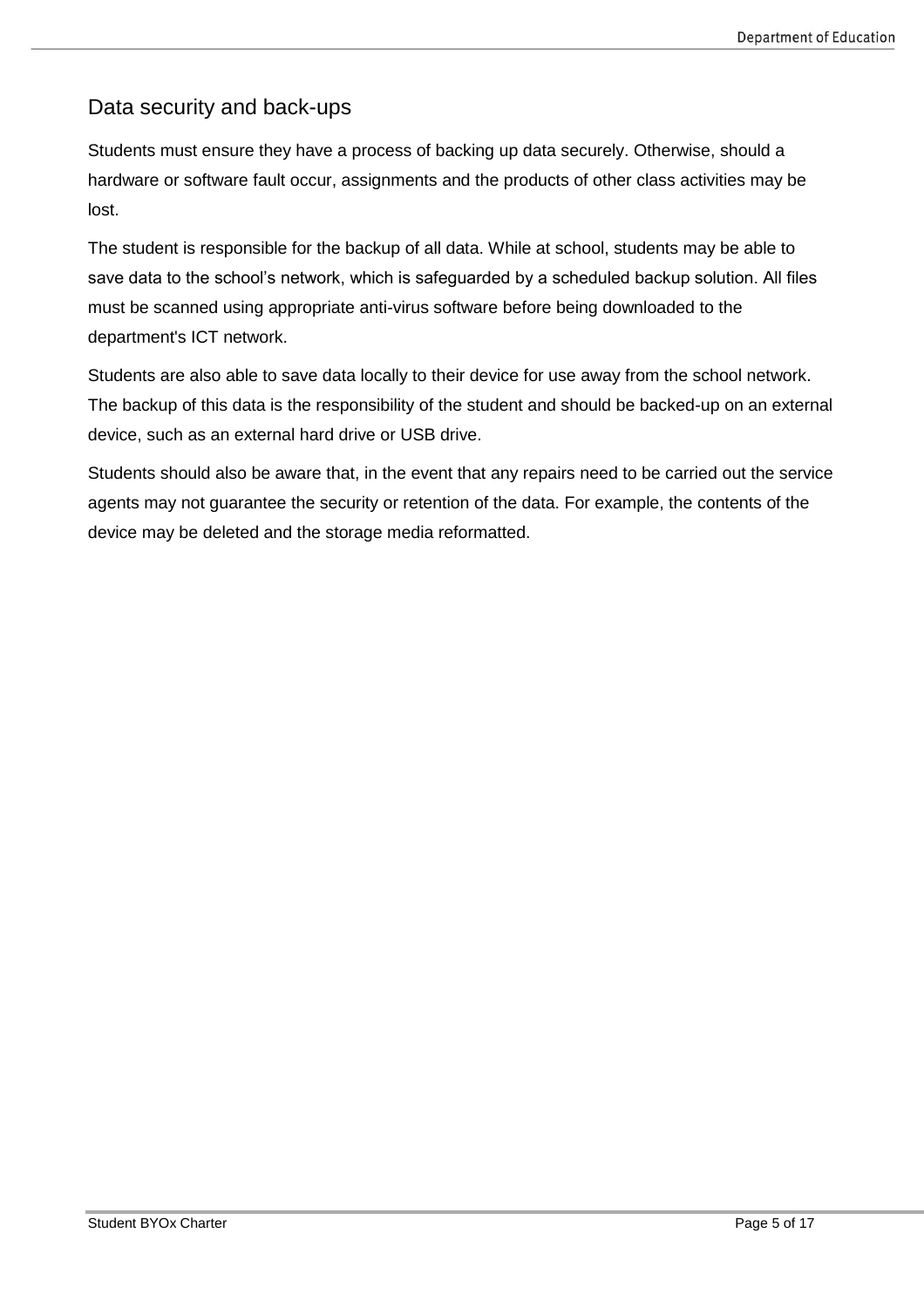## Data security and back-ups

Students must ensure they have a process of backing up data securely. Otherwise, should a hardware or software fault occur, assignments and the products of other class activities may be lost.

The student is responsible for the backup of all data. While at school, students may be able to save data to the school's network, which is safeguarded by a scheduled backup solution. All files must be scanned using appropriate anti-virus software before being downloaded to the department's ICT network.

Students are also able to save data locally to their device for use away from the school network. The backup of this data is the responsibility of the student and should be backed-up on an external device, such as an external hard drive or USB drive.

Students should also be aware that, in the event that any repairs need to be carried out the service agents may not guarantee the security or retention of the data. For example, the contents of the device may be deleted and the storage media reformatted.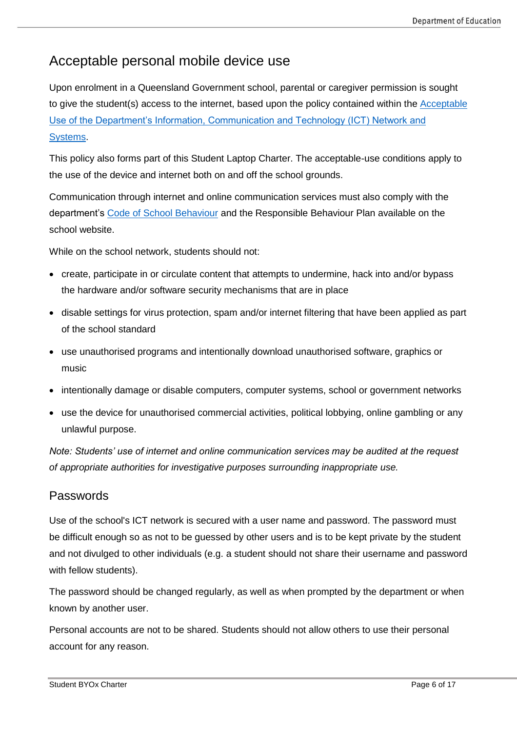## Acceptable personal mobile device use

Upon enrolment in a Queensland Government school, parental or caregiver permission is sought to give the student(s) access to the internet, based upon the policy contained within the [Acceptable Use of the Department's Information, Communication and Technology (ICT) Network and Systems](#).

This policy also forms part of this Student Laptop Charter. The acceptable-use conditions apply to the use of the device and internet both on and off the school grounds.

Communication through internet and online communication services must also comply with the department's [Code of School Behaviour](#) and the Responsible Behaviour Plan available on the school website.

While on the school network, students should not:

- create, participate in or circulate content that attempts to undermine, hack into and/or bypass the hardware and/or software security mechanisms that are in place
- disable settings for virus protection, spam and/or internet filtering that have been applied as part of the school standard
- use unauthorised programs and intentionally download unauthorised software, graphics or music
- intentionally damage or disable computers, computer systems, school or government networks
- use the device for unauthorised commercial activities, political lobbying, online gambling or any unlawful purpose.

*Note: Students' use of internet and online communication services may be audited at the request of appropriate authorities for investigative purposes surrounding inappropriate use.*

### Passwords

Use of the school's ICT network is secured with a user name and password. The password must be difficult enough so as not to be guessed by other users and is to be kept private by the student and not divulged to other individuals (e.g. a student should not share their username and password with fellow students).

The password should be changed regularly, as well as when prompted by the department or when known by another user.

Personal accounts are not to be shared. Students should not allow others to use their personal account for any reason.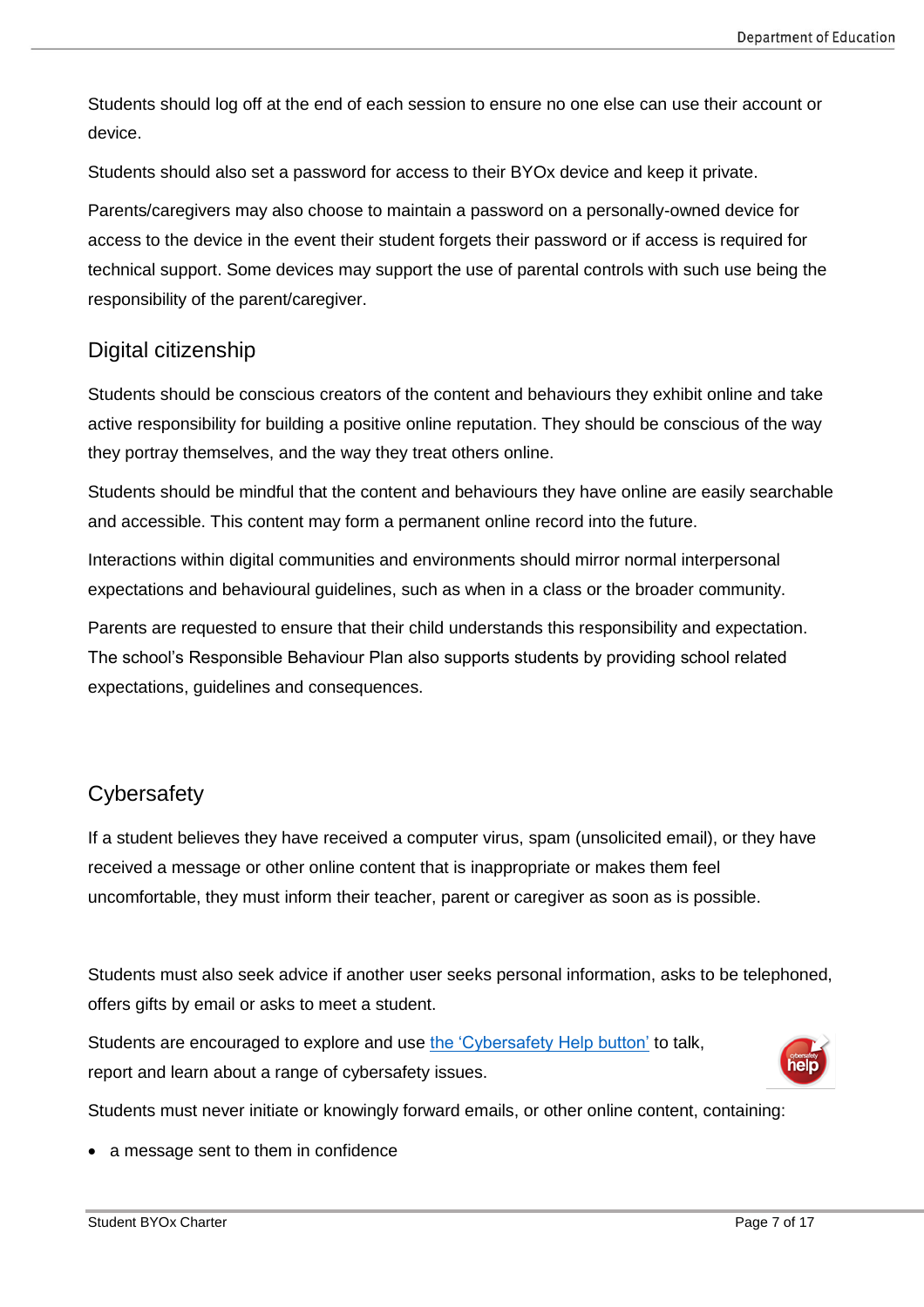Students should log off at the end of each session to ensure no one else can use their account or device.

Students should also set a password for access to their BYOx device and keep it private.

Parents/caregivers may also choose to maintain a password on a personally-owned device for access to the device in the event their student forgets their password or if access is required for technical support. Some devices may support the use of parental controls with such use being the responsibility of the parent/caregiver.

## Digital citizenship

Students should be conscious creators of the content and behaviours they exhibit online and take active responsibility for building a positive online reputation. They should be conscious of the way they portray themselves, and the way they treat others online.

Students should be mindful that the content and behaviours they have online are easily searchable and accessible. This content may form a permanent online record into the future.

Interactions within digital communities and environments should mirror normal interpersonal expectations and behavioural guidelines, such as when in a class or the broader community.

Parents are requested to ensure that their child understands this responsibility and expectation. The school's Responsible Behaviour Plan also supports students by providing school related expectations, guidelines and consequences.

## Cybersafety

If a student believes they have received a computer virus, spam (unsolicited email), or they have received a message or other online content that is inappropriate or makes them feel uncomfortable, they must inform their teacher, parent or caregiver as soon as is possible.

Students must also seek advice if another user seeks personal information, asks to be telephoned, offers gifts by email or asks to meet a student.

Students are encouraged to explore and use the 'Cybersafety Help button' to talk, report and learn about a range of cybersafety issues.

Students must never initiate or knowingly forward emails, or other online content, containing:

- a message sent to them in confidence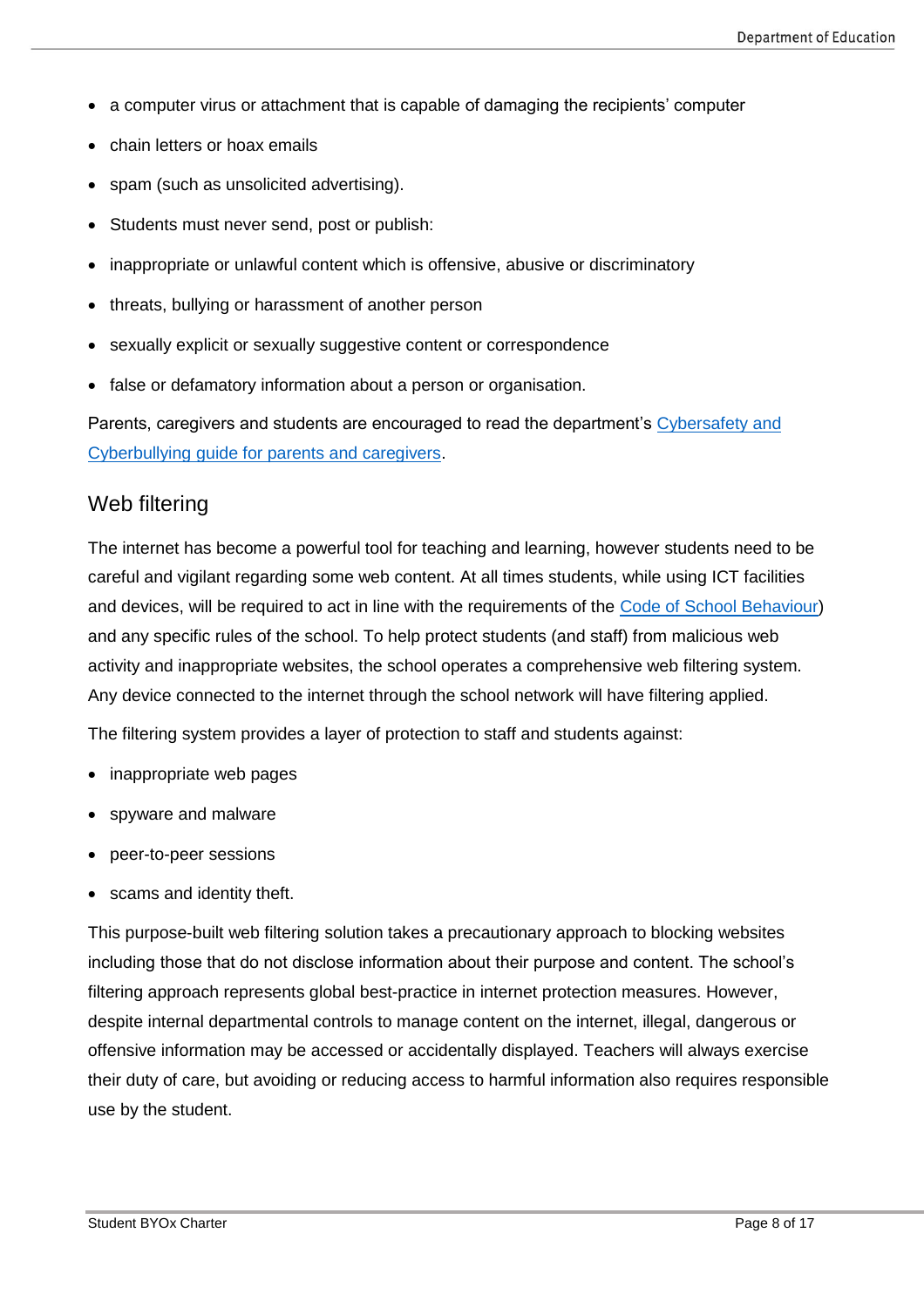- a computer virus or attachment that is capable of damaging the recipients' computer
- chain letters or hoax emails
- spam (such as unsolicited advertising).
- Students must never send, post or publish:
- inappropriate or unlawful content which is offensive, abusive or discriminatory
- threats, bullying or harassment of another person
- sexually explicit or sexually suggestive content or correspondence
- false or defamatory information about a person or organisation.

Parents, caregivers and students are encouraged to read the department's Cybersafety and Cyberbullying guide for parents and caregivers.

## Web filtering

The internet has become a powerful tool for teaching and learning, however students need to be careful and vigilant regarding some web content. At all times students, while using ICT facilities and devices, will be required to act in line with the requirements of the Code of School Behaviour) and any specific rules of the school. To help protect students (and staff) from malicious web activity and inappropriate websites, the school operates a comprehensive web filtering system. Any device connected to the internet through the school network will have filtering applied.

The filtering system provides a layer of protection to staff and students against:

- inappropriate web pages
- spyware and malware
- peer-to-peer sessions
- scams and identity theft.

This purpose-built web filtering solution takes a precautionary approach to blocking websites including those that do not disclose information about their purpose and content. The school's filtering approach represents global best-practice in internet protection measures. However, despite internal departmental controls to manage content on the internet, illegal, dangerous or offensive information may be accessed or accidentally displayed. Teachers will always exercise their duty of care, but avoiding or reducing access to harmful information also requires responsible use by the student.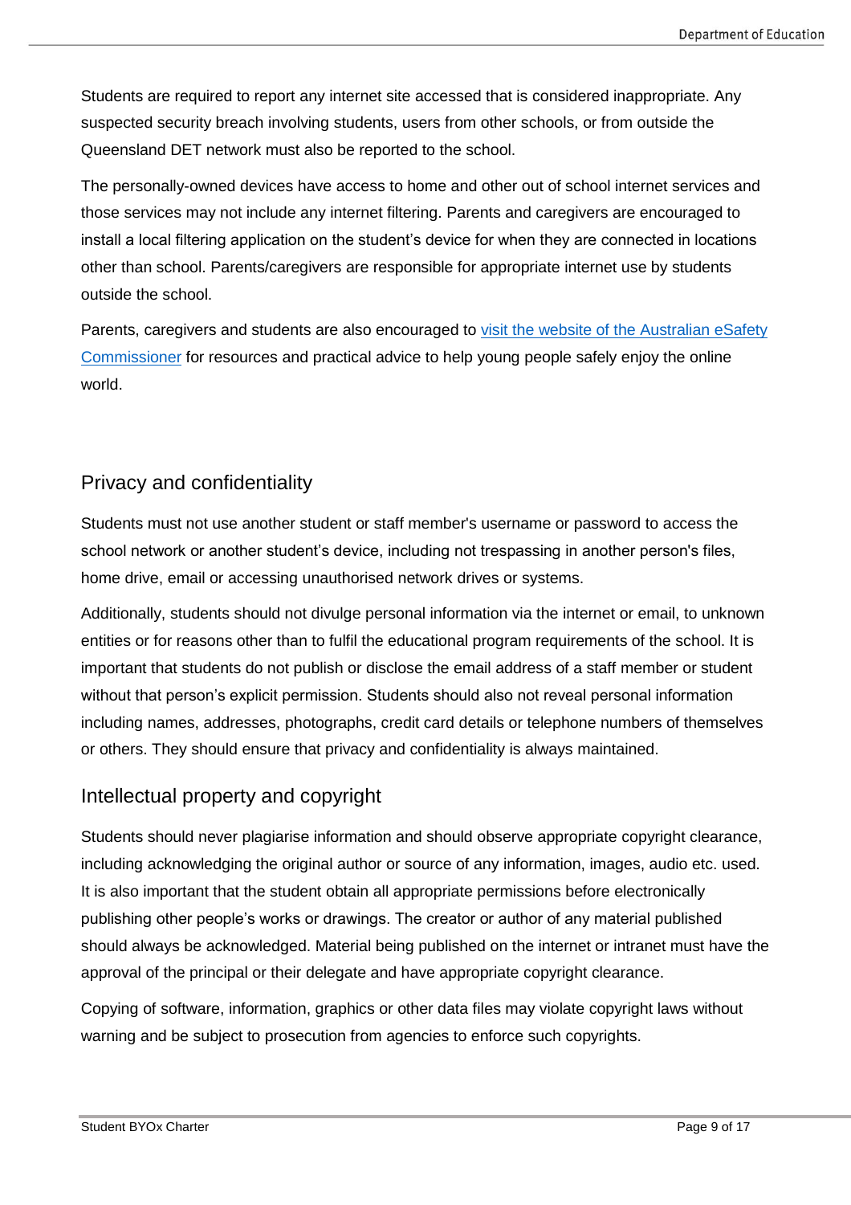Students are required to report any internet site accessed that is considered inappropriate. Any suspected security breach involving students, users from other schools, or from outside the Queensland DET network must also be reported to the school.

The personally-owned devices have access to home and other out of school internet services and those services may not include any internet filtering. Parents and caregivers are encouraged to install a local filtering application on the student's device for when they are connected in locations other than school. Parents/caregivers are responsible for appropriate internet use by students outside the school.

Parents, caregivers and students are also encouraged to [visit the website of the Australian eSafety Commissioner]() for resources and practical advice to help young people safely enjoy the online world.

## Privacy and confidentiality

Students must not use another student or staff member's username or password to access the school network or another student's device, including not trespassing in another person's files, home drive, email or accessing unauthorised network drives or systems.

Additionally, students should not divulge personal information via the internet or email, to unknown entities or for reasons other than to fulfil the educational program requirements of the school. It is important that students do not publish or disclose the email address of a staff member or student without that person's explicit permission. Students should also not reveal personal information including names, addresses, photographs, credit card details or telephone numbers of themselves or others. They should ensure that privacy and confidentiality is always maintained.

## Intellectual property and copyright

Students should never plagiarise information and should observe appropriate copyright clearance, including acknowledging the original author or source of any information, images, audio etc. used. It is also important that the student obtain all appropriate permissions before electronically publishing other people's works or drawings. The creator or author of any material published should always be acknowledged. Material being published on the internet or intranet must have the approval of the principal or their delegate and have appropriate copyright clearance.

Copying of software, information, graphics or other data files may violate copyright laws without warning and be subject to prosecution from agencies to enforce such copyrights.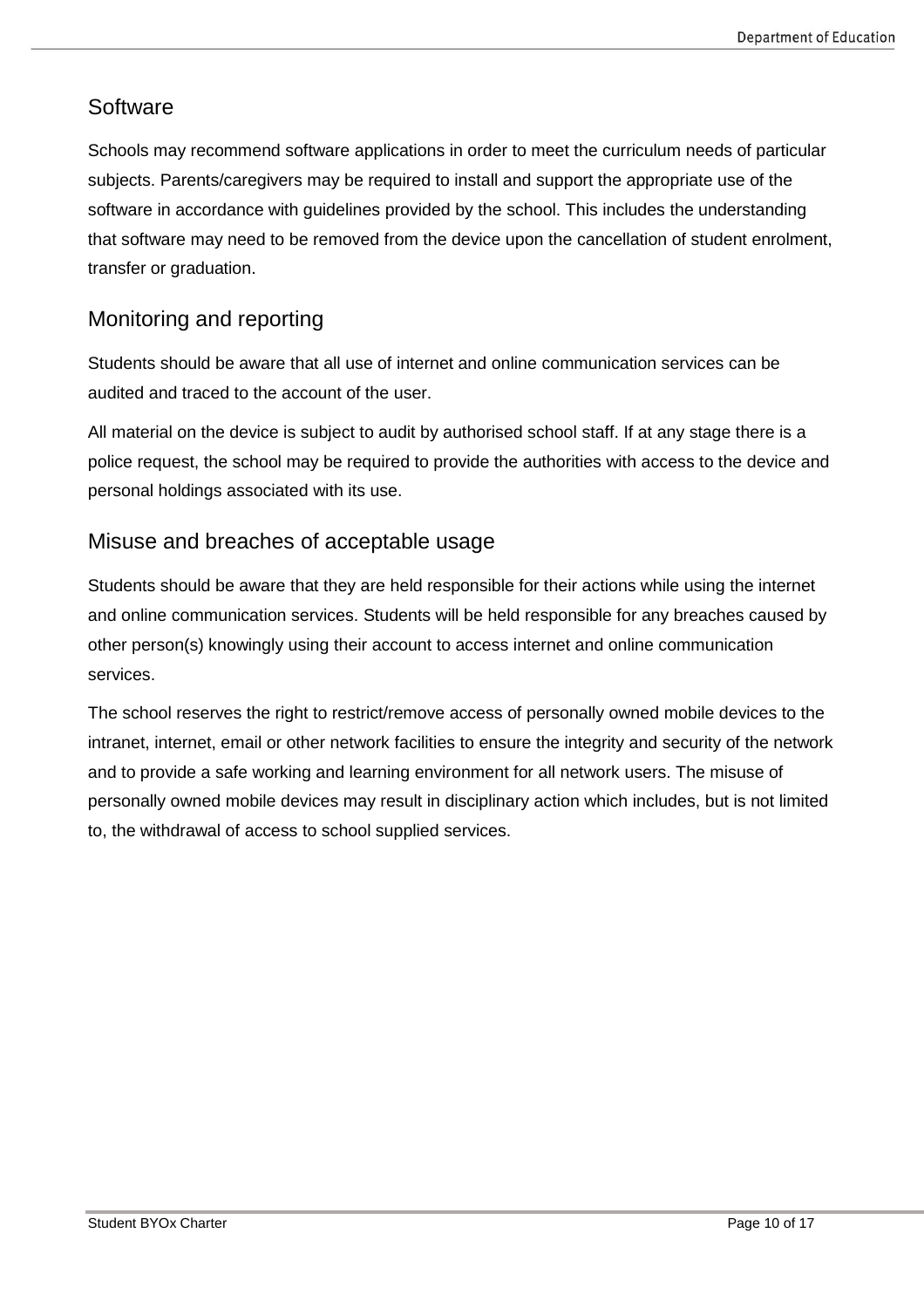## Software

Schools may recommend software applications in order to meet the curriculum needs of particular subjects. Parents/caregivers may be required to install and support the appropriate use of the software in accordance with guidelines provided by the school. This includes the understanding that software may need to be removed from the device upon the cancellation of student enrolment, transfer or graduation.

## Monitoring and reporting

Students should be aware that all use of internet and online communication services can be audited and traced to the account of the user.

All material on the device is subject to audit by authorised school staff. If at any stage there is a police request, the school may be required to provide the authorities with access to the device and personal holdings associated with its use.

## Misuse and breaches of acceptable usage

Students should be aware that they are held responsible for their actions while using the internet and online communication services. Students will be held responsible for any breaches caused by other person(s) knowingly using their account to access internet and online communication services.

The school reserves the right to restrict/remove access of personally owned mobile devices to the intranet, internet, email or other network facilities to ensure the integrity and security of the network and to provide a safe working and learning environment for all network users. The misuse of personally owned mobile devices may result in disciplinary action which includes, but is not limited to, the withdrawal of access to school supplied services.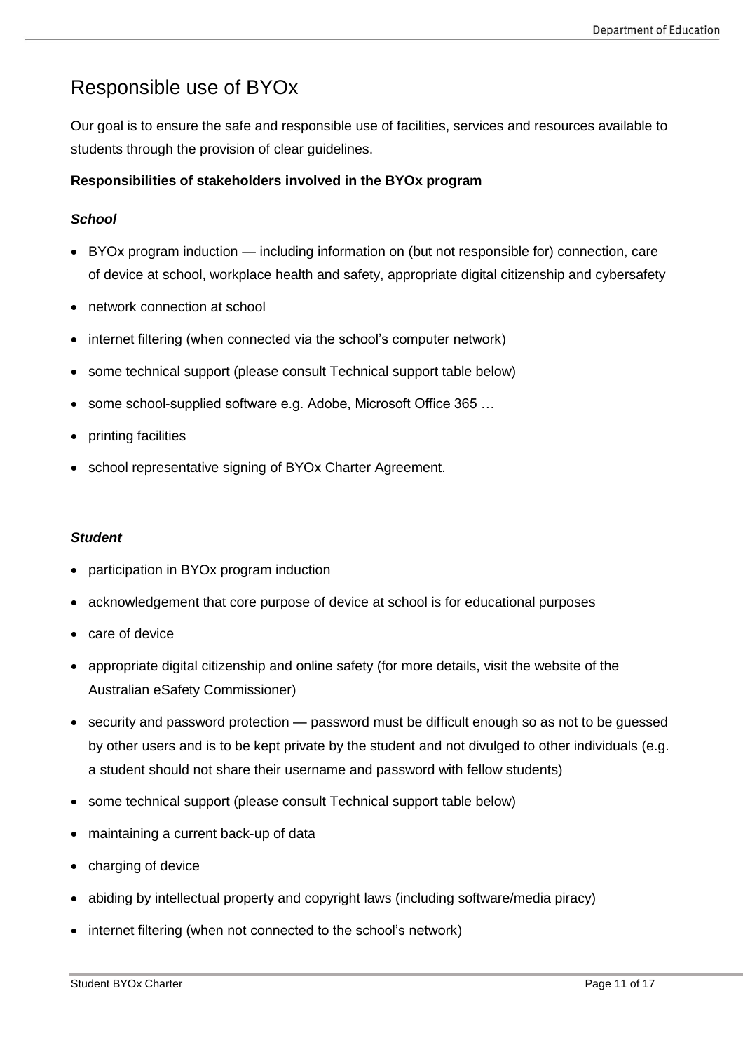# Responsible use of BYOx

Our goal is to ensure the safe and responsible use of facilities, services and resources available to students through the provision of clear guidelines.

**Responsibilities of stakeholders involved in the BYOx program**

***School***

- BYOx program induction — including information on (but not responsible for) connection, care of device at school, workplace health and safety, appropriate digital citizenship and cybersafety
- network connection at school
- internet filtering (when connected via the school's computer network)
- some technical support (please consult Technical support table below)
- some school-supplied software e.g. Adobe, Microsoft Office 365 …
- printing facilities
- school representative signing of BYOx Charter Agreement.

***Student***

- participation in BYOx program induction
- acknowledgement that core purpose of device at school is for educational purposes
- care of device
- appropriate digital citizenship and online safety (for more details, visit the website of the Australian eSafety Commissioner)
- security and password protection — password must be difficult enough so as not to be guessed by other users and is to be kept private by the student and not divulged to other individuals (e.g. a student should not share their username and password with fellow students)
- some technical support (please consult Technical support table below)
- maintaining a current back-up of data
- charging of device
- abiding by intellectual property and copyright laws (including software/media piracy)
- internet filtering (when not connected to the school's network)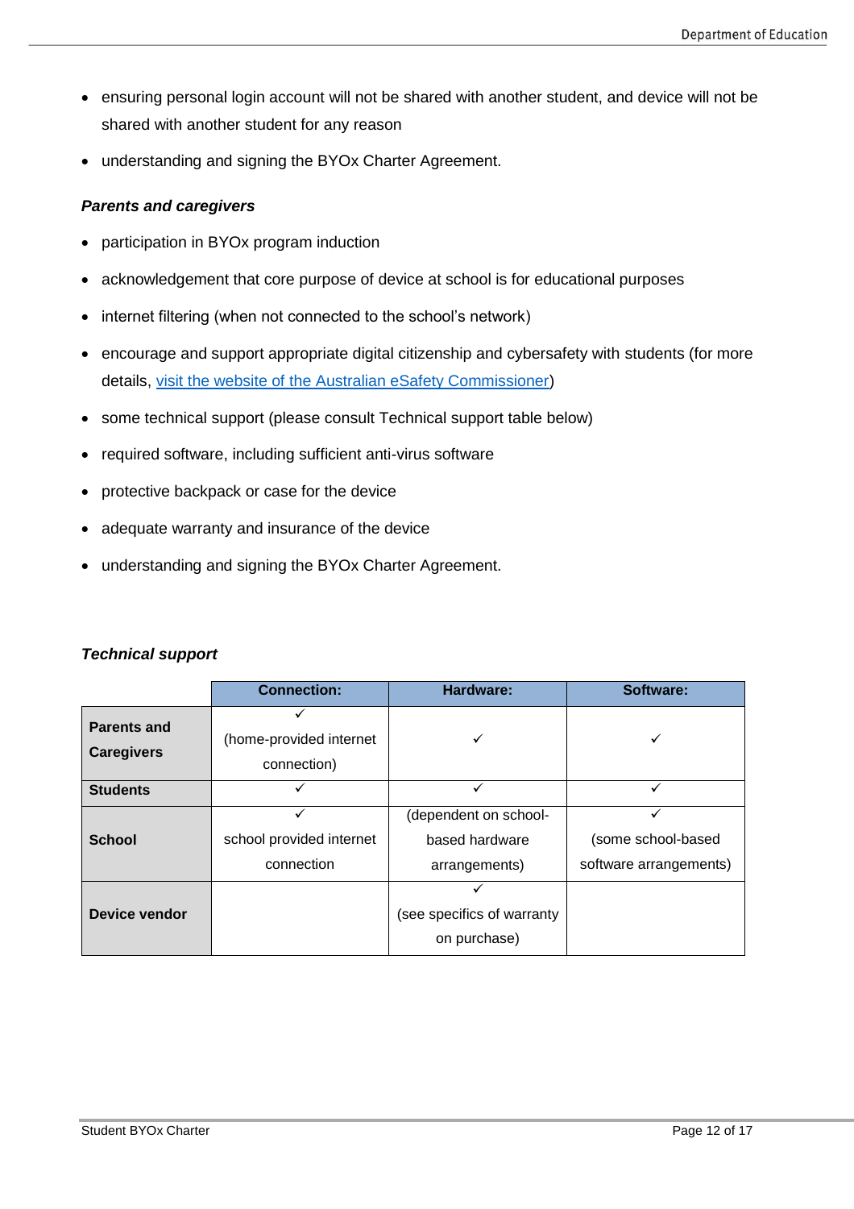- ensuring personal login account will not be shared with another student, and device will not be shared with another student for any reason
- understanding and signing the BYOx Charter Agreement.

***Parents and caregivers***

- participation in BYOx program induction
- acknowledgement that core purpose of device at school is for educational purposes
- internet filtering (when not connected to the school's network)
- encourage and support appropriate digital citizenship and cybersafety with students (for more details, [visit the website of the Australian eSafety Commissioner](#))
- some technical support (please consult Technical support table below)
- required software, including sufficient anti-virus software
- protective backpack or case for the device
- adequate warranty and insurance of the device
- understanding and signing the BYOx Charter Agreement.

***Technical support***

| | Connection: | Hardware: | Software: |
|---|---|---|---|
| **Parents and Caregivers** | ✓ (home-provided internet connection) | ✓ | ✓ |
| **Students** | ✓ | ✓ | ✓ |
| **School** | ✓ school provided internet connection | (dependent on school-based hardware arrangements) | ✓ (some school-based software arrangements) |
| **Device vendor** | | ✓ (see specifics of warranty on purchase) | |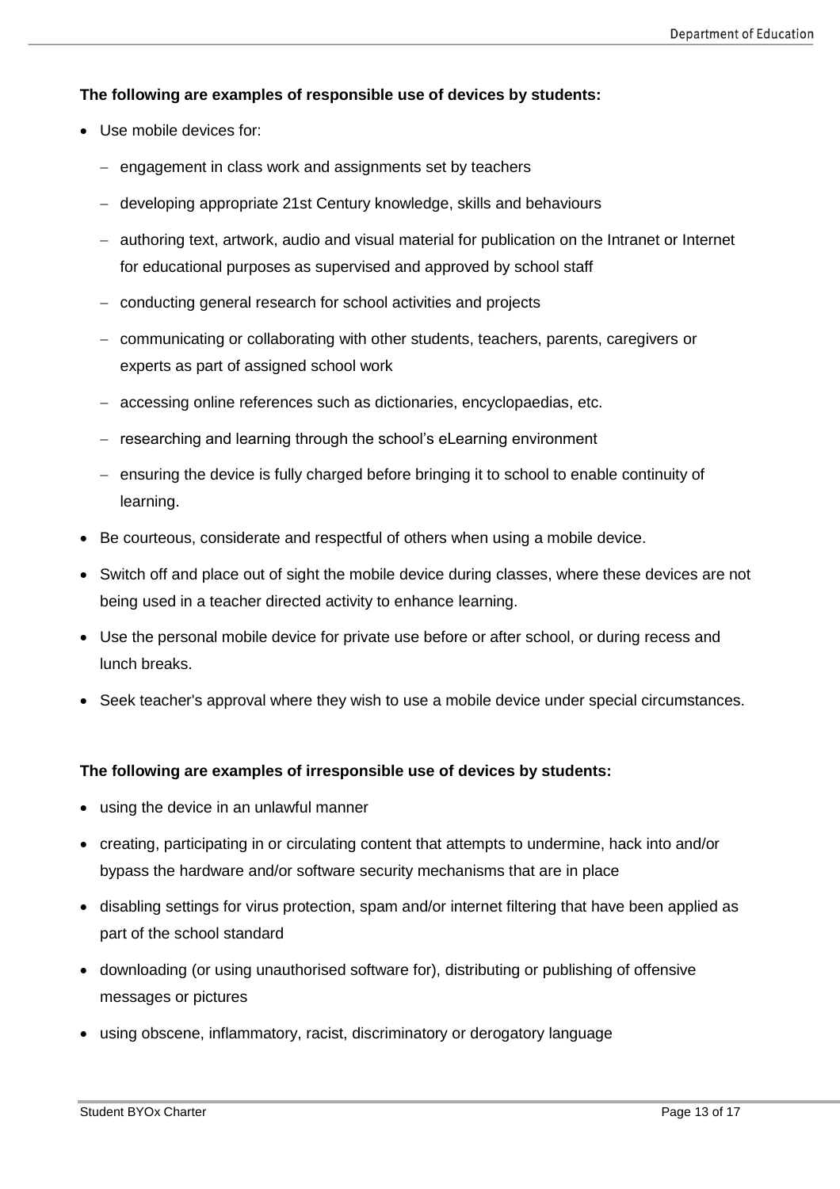**The following are examples of responsible use of devices by students:**

- Use mobile devices for:
  - engagement in class work and assignments set by teachers
  - developing appropriate 21st Century knowledge, skills and behaviours
  - authoring text, artwork, audio and visual material for publication on the Intranet or Internet for educational purposes as supervised and approved by school staff
  - conducting general research for school activities and projects
  - communicating or collaborating with other students, teachers, parents, caregivers or experts as part of assigned school work
  - accessing online references such as dictionaries, encyclopaedias, etc.
  - researching and learning through the school's eLearning environment
  - ensuring the device is fully charged before bringing it to school to enable continuity of learning.
- Be courteous, considerate and respectful of others when using a mobile device.
- Switch off and place out of sight the mobile device during classes, where these devices are not being used in a teacher directed activity to enhance learning.
- Use the personal mobile device for private use before or after school, or during recess and lunch breaks.
- Seek teacher's approval where they wish to use a mobile device under special circumstances.

**The following are examples of irresponsible use of devices by students:**

- using the device in an unlawful manner
- creating, participating in or circulating content that attempts to undermine, hack into and/or bypass the hardware and/or software security mechanisms that are in place
- disabling settings for virus protection, spam and/or internet filtering that have been applied as part of the school standard
- downloading (or using unauthorised software for), distributing or publishing of offensive messages or pictures
- using obscene, inflammatory, racist, discriminatory or derogatory language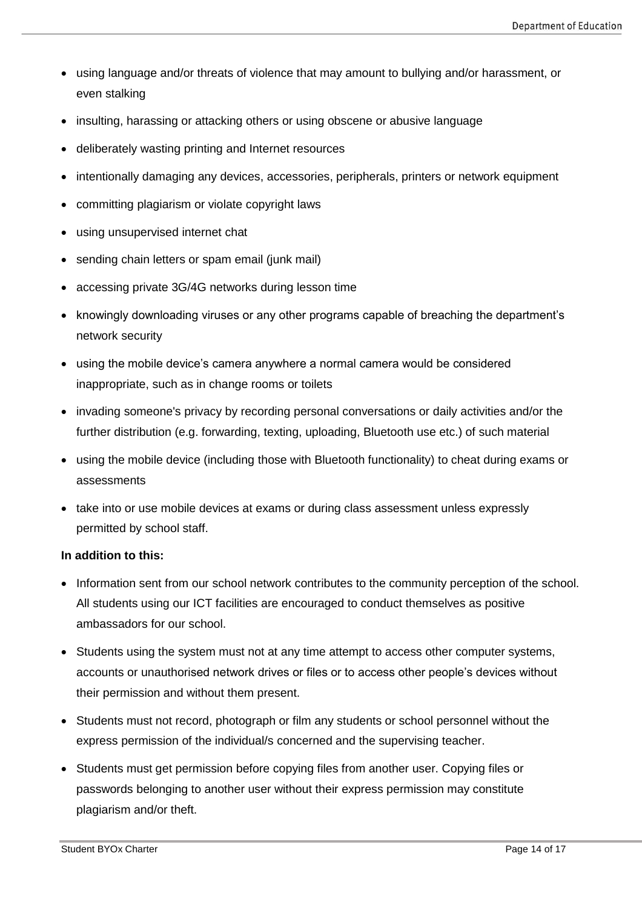- using language and/or threats of violence that may amount to bullying and/or harassment, or even stalking
- insulting, harassing or attacking others or using obscene or abusive language
- deliberately wasting printing and Internet resources
- intentionally damaging any devices, accessories, peripherals, printers or network equipment
- committing plagiarism or violate copyright laws
- using unsupervised internet chat
- sending chain letters or spam email (junk mail)
- accessing private 3G/4G networks during lesson time
- knowingly downloading viruses or any other programs capable of breaching the department's network security
- using the mobile device's camera anywhere a normal camera would be considered inappropriate, such as in change rooms or toilets
- invading someone's privacy by recording personal conversations or daily activities and/or the further distribution (e.g. forwarding, texting, uploading, Bluetooth use etc.) of such material
- using the mobile device (including those with Bluetooth functionality) to cheat during exams or assessments
- take into or use mobile devices at exams or during class assessment unless expressly permitted by school staff.

**In addition to this:**

- Information sent from our school network contributes to the community perception of the school. All students using our ICT facilities are encouraged to conduct themselves as positive ambassadors for our school.
- Students using the system must not at any time attempt to access other computer systems, accounts or unauthorised network drives or files or to access other people's devices without their permission and without them present.
- Students must not record, photograph or film any students or school personnel without the express permission of the individual/s concerned and the supervising teacher.
- Students must get permission before copying files from another user. Copying files or passwords belonging to another user without their express permission may constitute plagiarism and/or theft.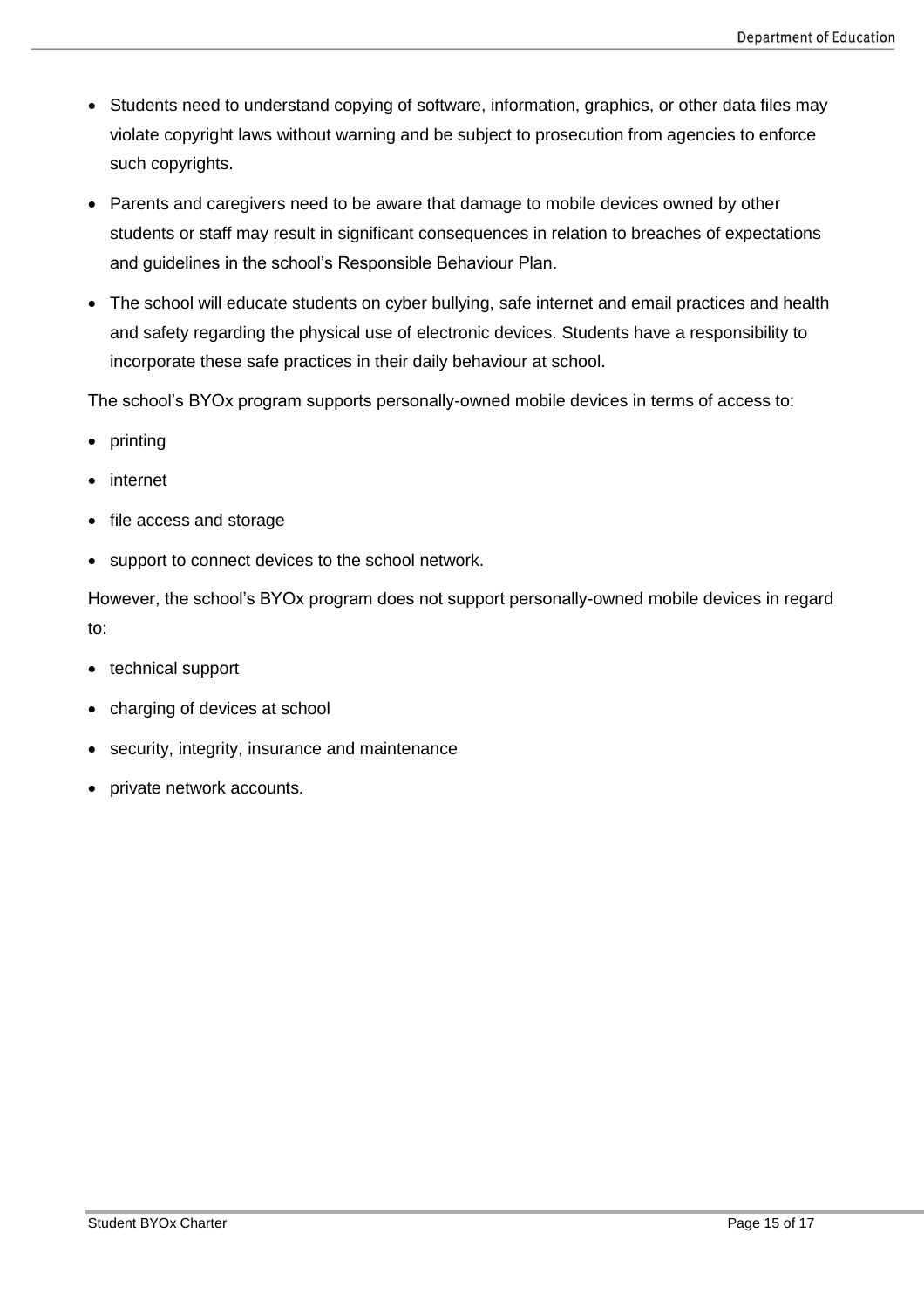- Students need to understand copying of software, information, graphics, or other data files may violate copyright laws without warning and be subject to prosecution from agencies to enforce such copyrights.
- Parents and caregivers need to be aware that damage to mobile devices owned by other students or staff may result in significant consequences in relation to breaches of expectations and guidelines in the school's Responsible Behaviour Plan.
- The school will educate students on cyber bullying, safe internet and email practices and health and safety regarding the physical use of electronic devices. Students have a responsibility to incorporate these safe practices in their daily behaviour at school.

The school's BYOx program supports personally-owned mobile devices in terms of access to:

- printing
- internet
- file access and storage
- support to connect devices to the school network.

However, the school's BYOx program does not support personally-owned mobile devices in regard to:

- technical support
- charging of devices at school
- security, integrity, insurance and maintenance
- private network accounts.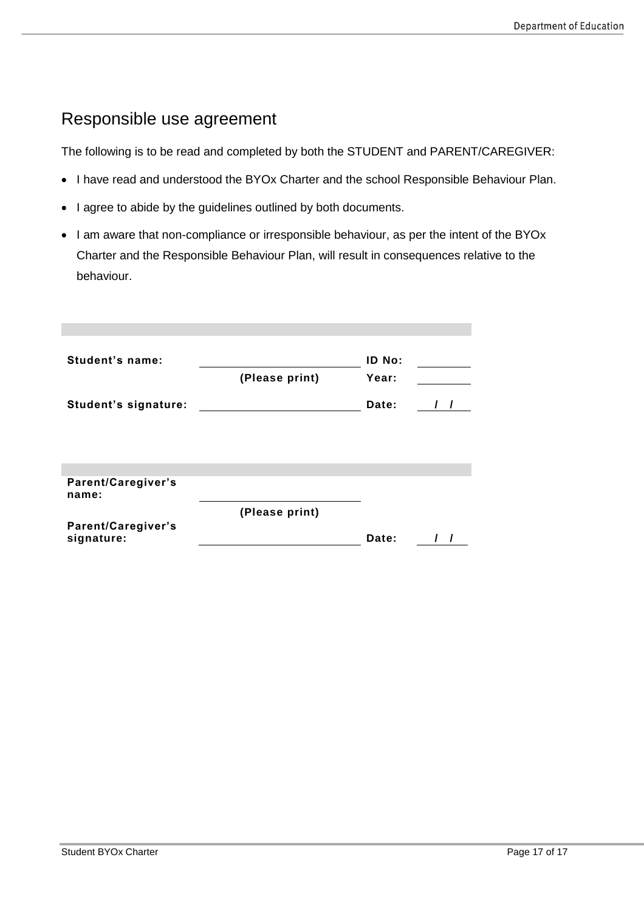## Responsible use agreement

The following is to be read and completed by both the STUDENT and PARENT/CAREGIVER:

- I have read and understood the BYOx Charter and the school Responsible Behaviour Plan.
- I agree to abide by the guidelines outlined by both documents.
- I am aware that non-compliance or irresponsible behaviour, as per the intent of the BYOx Charter and the Responsible Behaviour Plan, will result in consequences relative to the behaviour.

| | | | |
|---|---|---|---|
| **Student's name:** | ____________________ | **ID No:** | ________ |
| | **(Please print)** | **Year:** | ________ |
| **Student's signature:** | ____________________ | **Date:** | / / |

| | | | |
|---|---|---|---|
| **Parent/Caregiver's name:** | ____________________ | | |
| | **(Please print)** | | |
| **Parent/Caregiver's signature:** | ____________________ | **Date:** | / / |